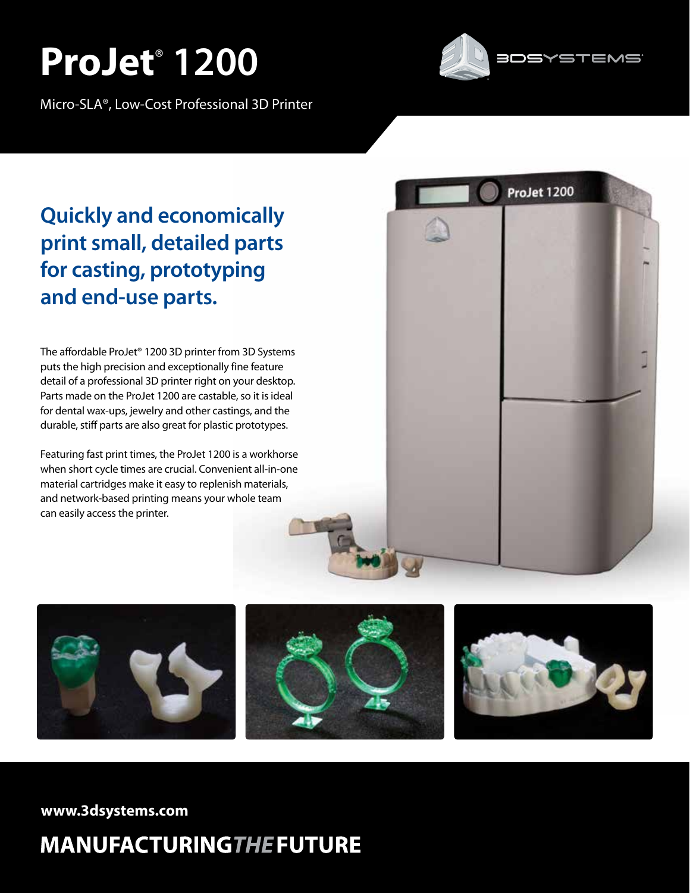# ProJet® 1200

Micro-SLA®, Low-Cost Professional 3D Printer

## Quickly and economically print small, detailed parts for casting, prototyping and end-use parts.

The affordable ProJet® 1200 3D printer from 3D Systems puts the high precision and exceptionally fine feature detail of a professional 3D printer right on your desktop. Parts made on the ProJet 1200 are castable, so it is ideal for dental wax-ups, jewelry and other castings, and the durable, stiff parts are also great for plastic prototypes.

Featuring fast print times, the ProJet 1200 is a workhorse when short cycle times are crucial. Convenient all-in-one material cartridges make it easy to replenish materials, and network-based printing means your whole team can easily access the printer.

**www.3dsystems.com**

**MANUFACTURING *THE* FUTURE**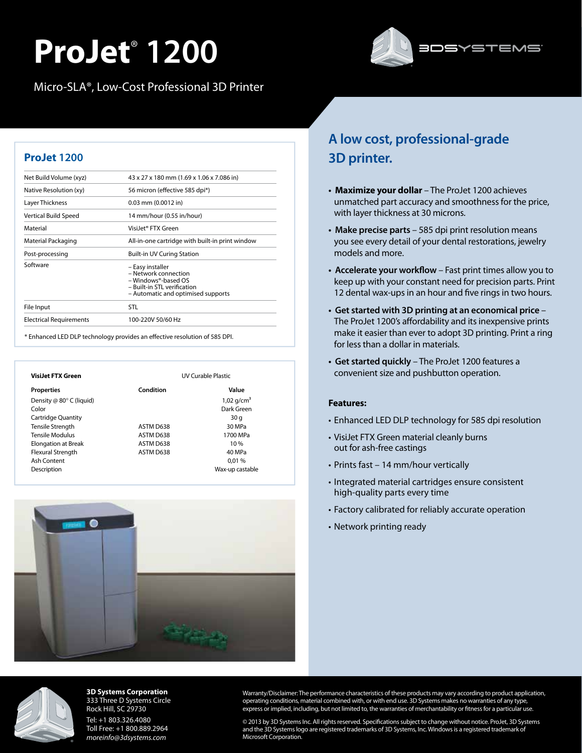# ProJet® 1200

Micro-SLA®, Low-Cost Professional 3D Printer

## ProJet 1200

| | |
|---|---|
| Net Build Volume (xyz) | 43 x 27 x 180 mm (1.69 x 1.06 x 7.086 in) |
| Native Resolution (xy) | 56 micron (effective 585 dpi*) |
| Layer Thickness | 0.03 mm (0.0012 in) |
| Vertical Build Speed | 14 mm/hour (0.55 in/hour) |
| Material | VisiJet® FTX Green |
| Material Packaging | All-in-one cartridge with built-in print window |
| Post-processing | Built-in UV Curing Station |
| Software | – Easy installer<br>– Network connection<br>– Windows®-based OS<br>– Built-in STL verification<br>– Automatic and optimised supports |
| File Input | STL |
| Electrical Requirements | 100-220V 50/60 Hz |

\* Enhanced LED DLP technology provides an effective resolution of 585 DPI.

| **VisiJet FTX Green** | | UV Curable Plastic |
|---|---|---|
| **Properties** | **Condition** | **Value** |
| Density @ 80° C (liquid) | | 1,02 g/cm³ |
| Color | | Dark Green |
| Cartridge Quantity | | 30 g |
| Tensile Strength | ASTM D638 | 30 MPa |
| Tensile Modulus | ASTM D638 | 1700 MPa |
| Elongation at Break | ASTM D638 | 10 % |
| Flexural Strength | ASTM D638 | 40 MPa |
| Ash Content | | 0,01 % |
| Description | | Wax-up castable |

## A low cost, professional-grade 3D printer.

- **Maximize your dollar** – The ProJet 1200 achieves unmatched part accuracy and smoothness for the price, with layer thickness at 30 microns.
- **Make precise parts** – 585 dpi print resolution means you see every detail of your dental restorations, jewelry models and more.
- **Accelerate your workflow** – Fast print times allow you to keep up with your constant need for precision parts. Print 12 dental wax-ups in an hour and five rings in two hours.
- **Get started with 3D printing at an economical price** – The ProJet 1200's affordability and its inexpensive prints make it easier than ever to adopt 3D printing. Print a ring for less than a dollar in materials.
- **Get started quickly** – The ProJet 1200 features a convenient size and pushbutton operation.

### Features:

- Enhanced LED DLP technology for 585 dpi resolution
- VisiJet FTX Green material cleanly burns out for ash-free castings
- Prints fast – 14 mm/hour vertically
- Integrated material cartridges ensure consistent high-quality parts every time
- Factory calibrated for reliably accurate operation
- Network printing ready

**3D Systems Corporation**
333 Three D Systems Circle
Rock Hill, SC 29730
Tel: +1 803.326.4080
Toll Free: +1 800.889.2964
*moreinfo@3dsystems.com*

Warranty/Disclaimer: The performance characteristics of these products may vary according to product application, operating conditions, material combined with, or with end use. 3D Systems makes no warranties of any type, express or implied, including, but not limited to, the warranties of merchantability or fitness for a particular use.

© 2013 by 3D Systems Inc. All rights reserved. Specifications subject to change without notice. ProJet, 3D Systems and the 3D Systems logo are registered trademarks of 3D Systems, Inc. Windows is a registered trademark of Microsoft Corporation.